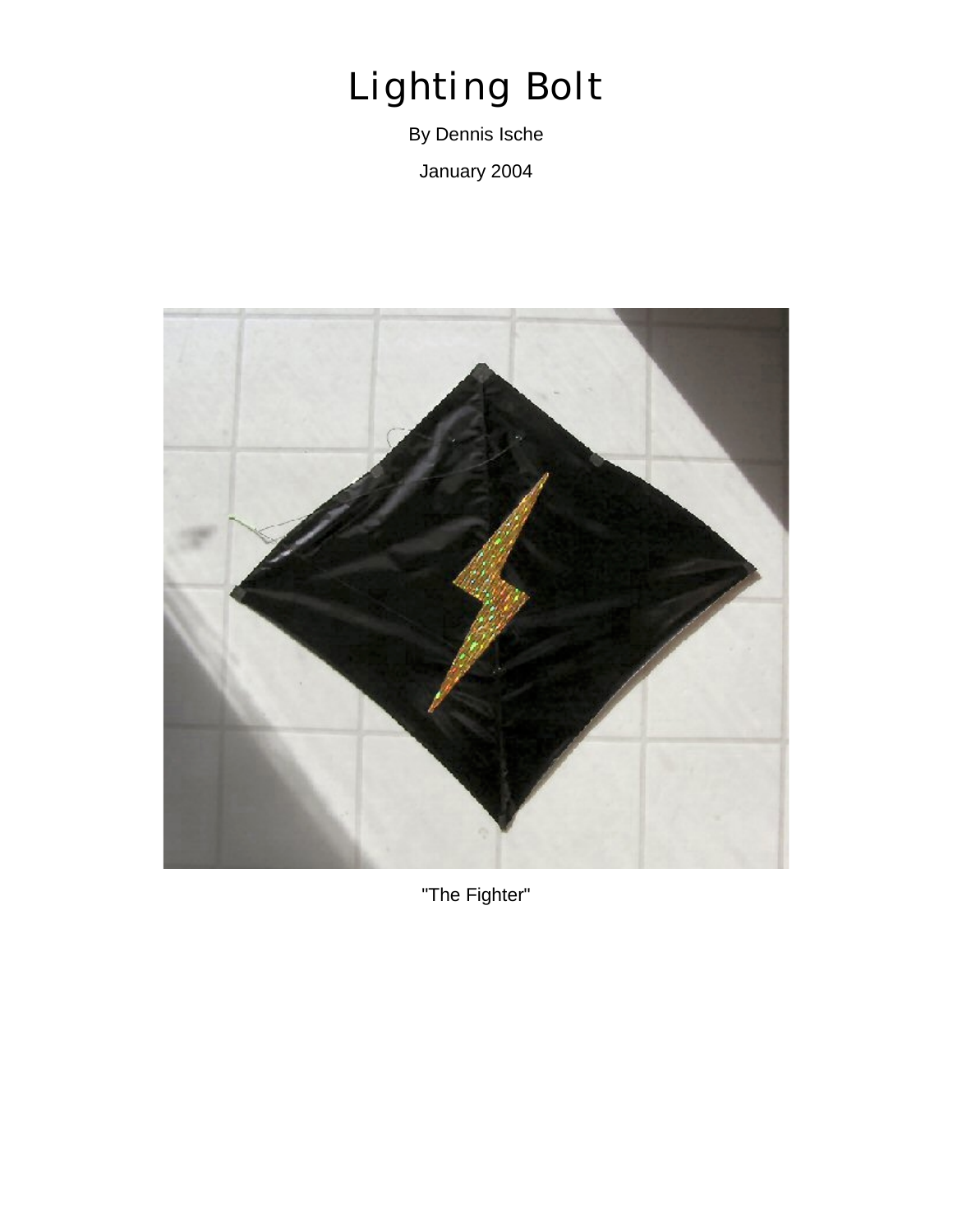# Lighting Bolt

By Dennis Ische

January 2004

"The Fighter"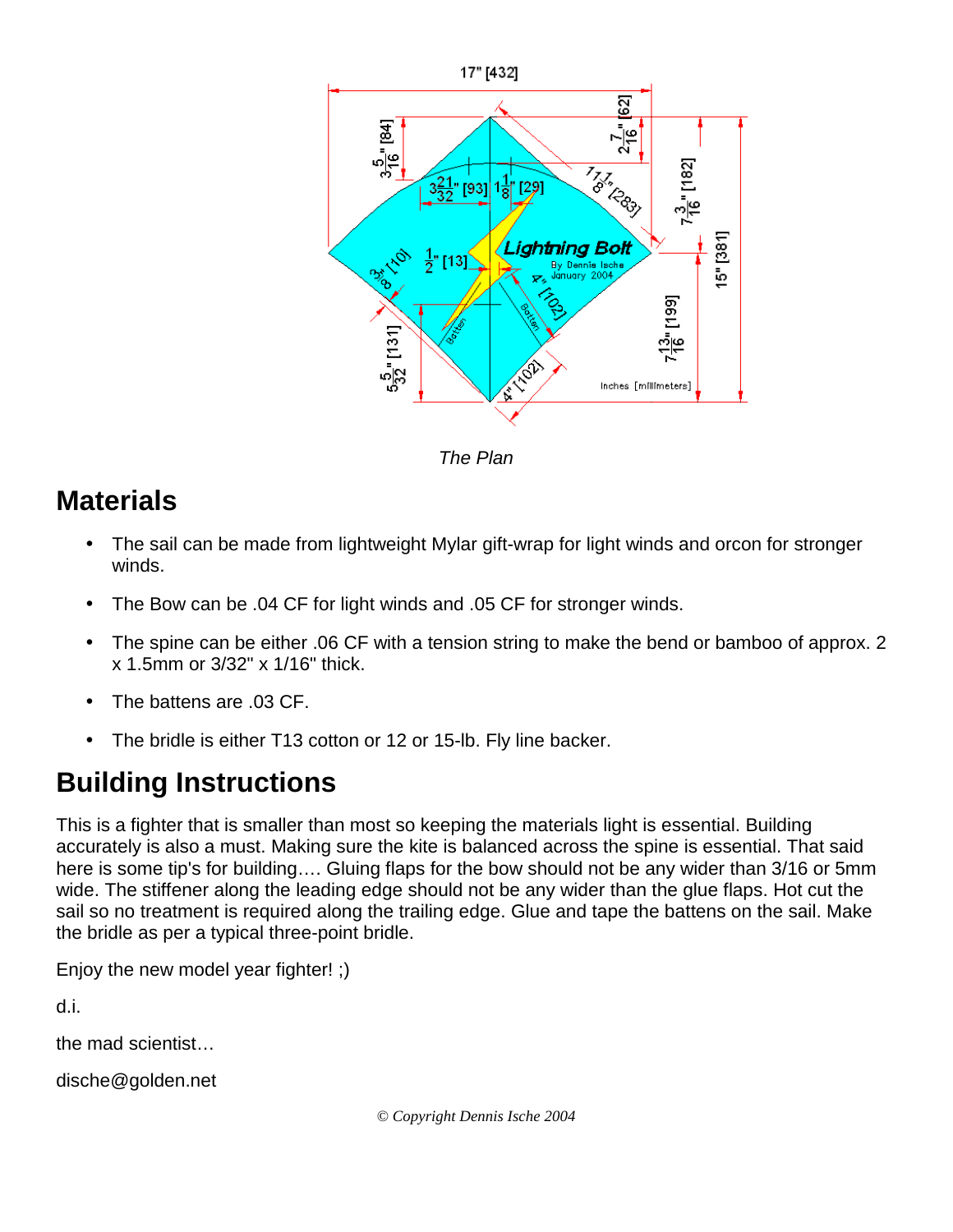17" [432]

$3\frac{5}{16}$" [84]

$2\frac{7}{16}$" [62]

$3\frac{21}{32}$" [93]

$1\frac{1}{8}$" [29]

$11\frac{1}{8}$" [283]

$7\frac{3}{16}$" [182]

15" [381]

Lightning Bolt

By Dennis Ische
January 2004

$\frac{3}{8}$" [10]

$\frac{1}{2}$" [13]

4" [102]

Batten

Batten

$5\frac{5}{32}$" [131]

$7\frac{13}{16}$" [199]

4" [102]

Inches [millimeters]

*The Plan*

## Materials

- The sail can be made from lightweight Mylar gift-wrap for light winds and orcon for stronger winds.
- The Bow can be .04 CF for light winds and .05 CF for stronger winds.
- The spine can be either .06 CF with a tension string to make the bend or bamboo of approx. 2 x 1.5mm or 3/32" x 1/16" thick.
- The battens are .03 CF.
- The bridle is either T13 cotton or 12 or 15-lb. Fly line backer.

## Building Instructions

This is a fighter that is smaller than most so keeping the materials light is essential. Building accurately is also a must. Making sure the kite is balanced across the spine is essential. That said here is some tip's for building…. Gluing flaps for the bow should not be any wider than 3/16 or 5mm wide. The stiffener along the leading edge should not be any wider than the glue flaps. Hot cut the sail so no treatment is required along the trailing edge. Glue and tape the battens on the sail. Make the bridle as per a typical three-point bridle.

Enjoy the new model year fighter! ;)

d.i.

the mad scientist…

dische@golden.net

*© Copyright Dennis Ische 2004*